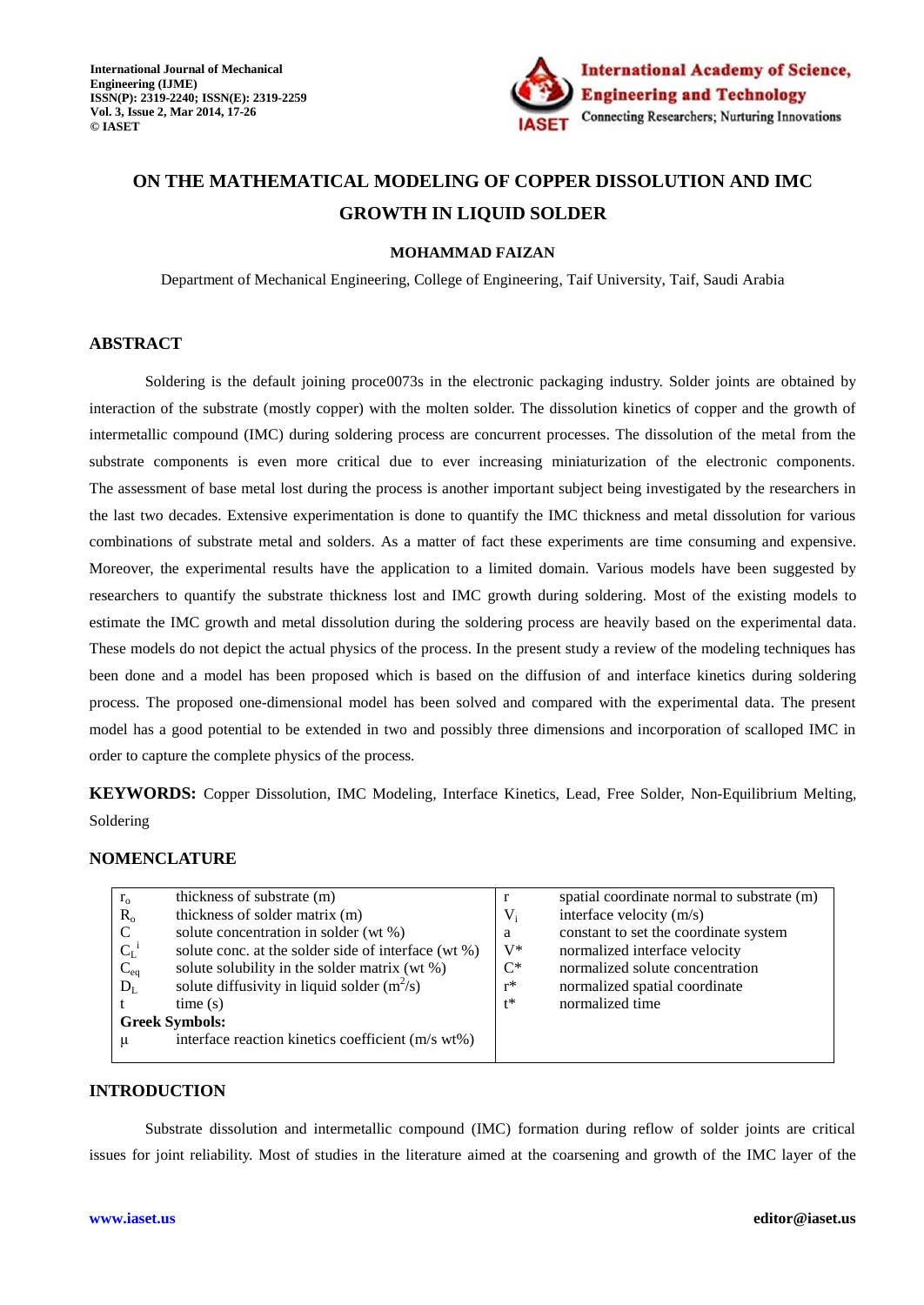# ON THE MATHEMATICAL MODELING OF COPPER DISSOLUTION AND IMC GROWTH IN LIQUID SOLDER

**MOHAMMAD FAIZAN**

Department of Mechanical Engineering, College of Engineering, Taif University, Taif, Saudi Arabia

## ABSTRACT

Soldering is the default joining proce0073s in the electronic packaging industry. Solder joints are obtained by interaction of the substrate (mostly copper) with the molten solder. The dissolution kinetics of copper and the growth of intermetallic compound (IMC) during soldering process are concurrent processes. The dissolution of the metal from the substrate components is even more critical due to ever increasing miniaturization of the electronic components. The assessment of base metal lost during the process is another important subject being investigated by the researchers in the last two decades. Extensive experimentation is done to quantify the IMC thickness and metal dissolution for various combinations of substrate metal and solders. As a matter of fact these experiments are time consuming and expensive. Moreover, the experimental results have the application to a limited domain. Various models have been suggested by researchers to quantify the substrate thickness lost and IMC growth during soldering. Most of the existing models to estimate the IMC growth and metal dissolution during the soldering process are heavily based on the experimental data. These models do not depict the actual physics of the process. In the present study a review of the modeling techniques has been done and a model has been proposed which is based on the diffusion of and interface kinetics during soldering process. The proposed one-dimensional model has been solved and compared with the experimental data. The present model has a good potential to be extended in two and possibly three dimensions and incorporation of scalloped IMC in order to capture the complete physics of the process.

**KEYWORDS:** Copper Dissolution, IMC Modeling, Interface Kinetics, Lead, Free Solder, Non-Equilibrium Melting, Soldering

## NOMENCLATURE

| | | | |
|---|---|---|---|
| $r_o$ | thickness of substrate (m) | $r$ | spatial coordinate normal to substrate (m) |
| $R_o$ | thickness of solder matrix (m) | $V_i$ | interface velocity (m/s) |
| $C$ | solute concentration in solder (wt %) | $a$ | constant to set the coordinate system |
| $C_L^i$ | solute conc. at the solder side of interface (wt %) | $V^*$ | normalized interface velocity |
| $C_{eq}$ | solute solubility in the solder matrix (wt %) | $C^*$ | normalized solute concentration |
| $D_L$ | solute diffusivity in liquid solder ($m^2/s$) | $r^*$ | normalized spatial coordinate |
| $t$ | time (s) | $t^*$ | normalized time |
| **Greek Symbols:** | | | |
| $\mu$ | interface reaction kinetics coefficient (m/s wt%) | | |

## INTRODUCTION

Substrate dissolution and intermetallic compound (IMC) formation during reflow of solder joints are critical issues for joint reliability. Most of studies in the literature aimed at the coarsening and growth of the IMC layer of the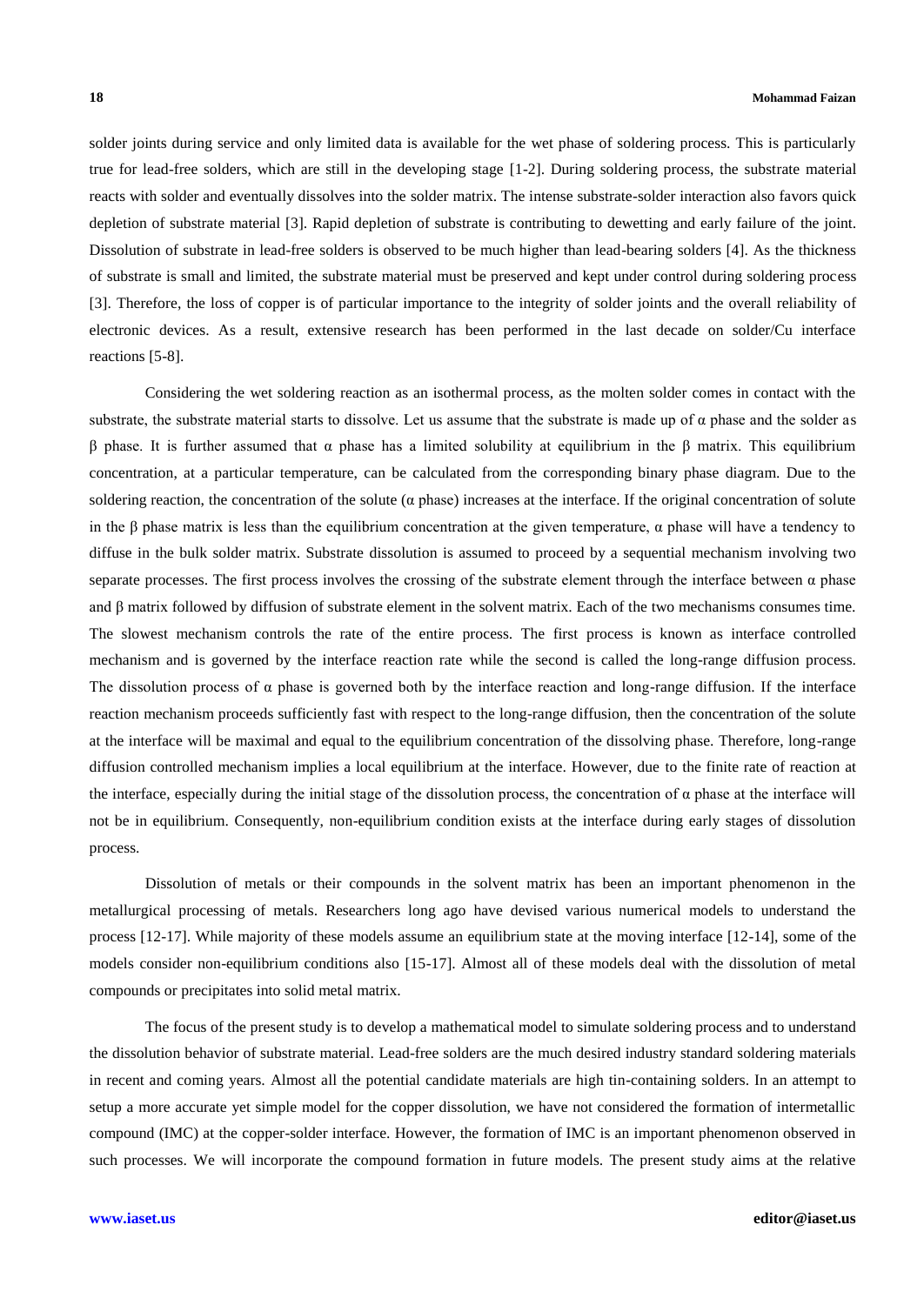solder joints during service and only limited data is available for the wet phase of soldering process. This is particularly true for lead-free solders, which are still in the developing stage [1-2]. During soldering process, the substrate material reacts with solder and eventually dissolves into the solder matrix. The intense substrate-solder interaction also favors quick depletion of substrate material [3]. Rapid depletion of substrate is contributing to dewetting and early failure of the joint. Dissolution of substrate in lead-free solders is observed to be much higher than lead-bearing solders [4]. As the thickness of substrate is small and limited, the substrate material must be preserved and kept under control during soldering process [3]. Therefore, the loss of copper is of particular importance to the integrity of solder joints and the overall reliability of electronic devices. As a result, extensive research has been performed in the last decade on solder/Cu interface reactions [5-8].

Considering the wet soldering reaction as an isothermal process, as the molten solder comes in contact with the substrate, the substrate material starts to dissolve. Let us assume that the substrate is made up of $\alpha$ phase and the solder as $\beta$ phase. It is further assumed that $\alpha$ phase has a limited solubility at equilibrium in the $\beta$ matrix. This equilibrium concentration, at a particular temperature, can be calculated from the corresponding binary phase diagram. Due to the soldering reaction, the concentration of the solute ($\alpha$ phase) increases at the interface. If the original concentration of solute in the $\beta$ phase matrix is less than the equilibrium concentration at the given temperature, $\alpha$ phase will have a tendency to diffuse in the bulk solder matrix. Substrate dissolution is assumed to proceed by a sequential mechanism involving two separate processes. The first process involves the crossing of the substrate element through the interface between $\alpha$ phase and $\beta$ matrix followed by diffusion of substrate element in the solvent matrix. Each of the two mechanisms consumes time. The slowest mechanism controls the rate of the entire process. The first process is known as interface controlled mechanism and is governed by the interface reaction rate while the second is called the long-range diffusion process. The dissolution process of $\alpha$ phase is governed both by the interface reaction and long-range diffusion. If the interface reaction mechanism proceeds sufficiently fast with respect to the long-range diffusion, then the concentration of the solute at the interface will be maximal and equal to the equilibrium concentration of the dissolving phase. Therefore, long-range diffusion controlled mechanism implies a local equilibrium at the interface. However, due to the finite rate of reaction at the interface, especially during the initial stage of the dissolution process, the concentration of $\alpha$ phase at the interface will not be in equilibrium. Consequently, non-equilibrium condition exists at the interface during early stages of dissolution process.

Dissolution of metals or their compounds in the solvent matrix has been an important phenomenon in the metallurgical processing of metals. Researchers long ago have devised various numerical models to understand the process [12-17]. While majority of these models assume an equilibrium state at the moving interface [12-14], some of the models consider non-equilibrium conditions also [15-17]. Almost all of these models deal with the dissolution of metal compounds or precipitates into solid metal matrix.

The focus of the present study is to develop a mathematical model to simulate soldering process and to understand the dissolution behavior of substrate material. Lead-free solders are the much desired industry standard soldering materials in recent and coming years. Almost all the potential candidate materials are high tin-containing solders. In an attempt to setup a more accurate yet simple model for the copper dissolution, we have not considered the formation of intermetallic compound (IMC) at the copper-solder interface. However, the formation of IMC is an important phenomenon observed in such processes. We will incorporate the compound formation in future models. The present study aims at the relative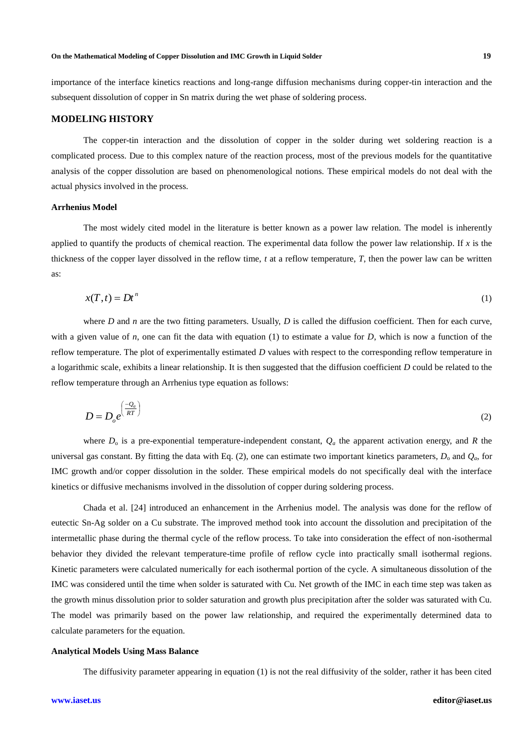importance of the interface kinetics reactions and long-range diffusion mechanisms during copper-tin interaction and the subsequent dissolution of copper in Sn matrix during the wet phase of soldering process.

## MODELING HISTORY

The copper-tin interaction and the dissolution of copper in the solder during wet soldering reaction is a complicated process. Due to this complex nature of the reaction process, most of the previous models for the quantitative analysis of the copper dissolution are based on phenomenological notions. These empirical models do not deal with the actual physics involved in the process.

### Arrhenius Model

The most widely cited model in the literature is better known as a power law relation. The model is inherently applied to quantify the products of chemical reaction. The experimental data follow the power law relationship. If $x$ is the thickness of the copper layer dissolved in the reflow time, $t$ at a reflow temperature, $T$, then the power law can be written as:

$$x(T,t) = Dt^{n} \tag{1}$$

where $D$ and $n$ are the two fitting parameters. Usually, $D$ is called the diffusion coefficient. Then for each curve, with a given value of $n$, one can fit the data with equation (1) to estimate a value for $D$, which is now a function of the reflow temperature. The plot of experimentally estimated $D$ values with respect to the corresponding reflow temperature in a logarithmic scale, exhibits a linear relationship. It is then suggested that the diffusion coefficient $D$ could be related to the reflow temperature through an Arrhenius type equation as follows:

$$D = D_{o} e^{\left(\frac{-Q_a}{RT}\right)} \tag{2}$$

where $D_o$ is a pre-exponential temperature-independent constant, $Q_a$ the apparent activation energy, and $R$ the universal gas constant. By fitting the data with Eq. (2), one can estimate two important kinetics parameters, $D_o$ and $Q_a$, for IMC growth and/or copper dissolution in the solder. These empirical models do not specifically deal with the interface kinetics or diffusive mechanisms involved in the dissolution of copper during soldering process.

Chada et al. [24] introduced an enhancement in the Arrhenius model. The analysis was done for the reflow of eutectic Sn-Ag solder on a Cu substrate. The improved method took into account the dissolution and precipitation of the intermetallic phase during the thermal cycle of the reflow process. To take into consideration the effect of non-isothermal behavior they divided the relevant temperature-time profile of reflow cycle into practically small isothermal regions. Kinetic parameters were calculated numerically for each isothermal portion of the cycle. A simultaneous dissolution of the IMC was considered until the time when solder is saturated with Cu. Net growth of the IMC in each time step was taken as the growth minus dissolution prior to solder saturation and growth plus precipitation after the solder was saturated with Cu. The model was primarily based on the power law relationship, and required the experimentally determined data to calculate parameters for the equation.

### Analytical Models Using Mass Balance

The diffusivity parameter appearing in equation (1) is not the real diffusivity of the solder, rather it has been cited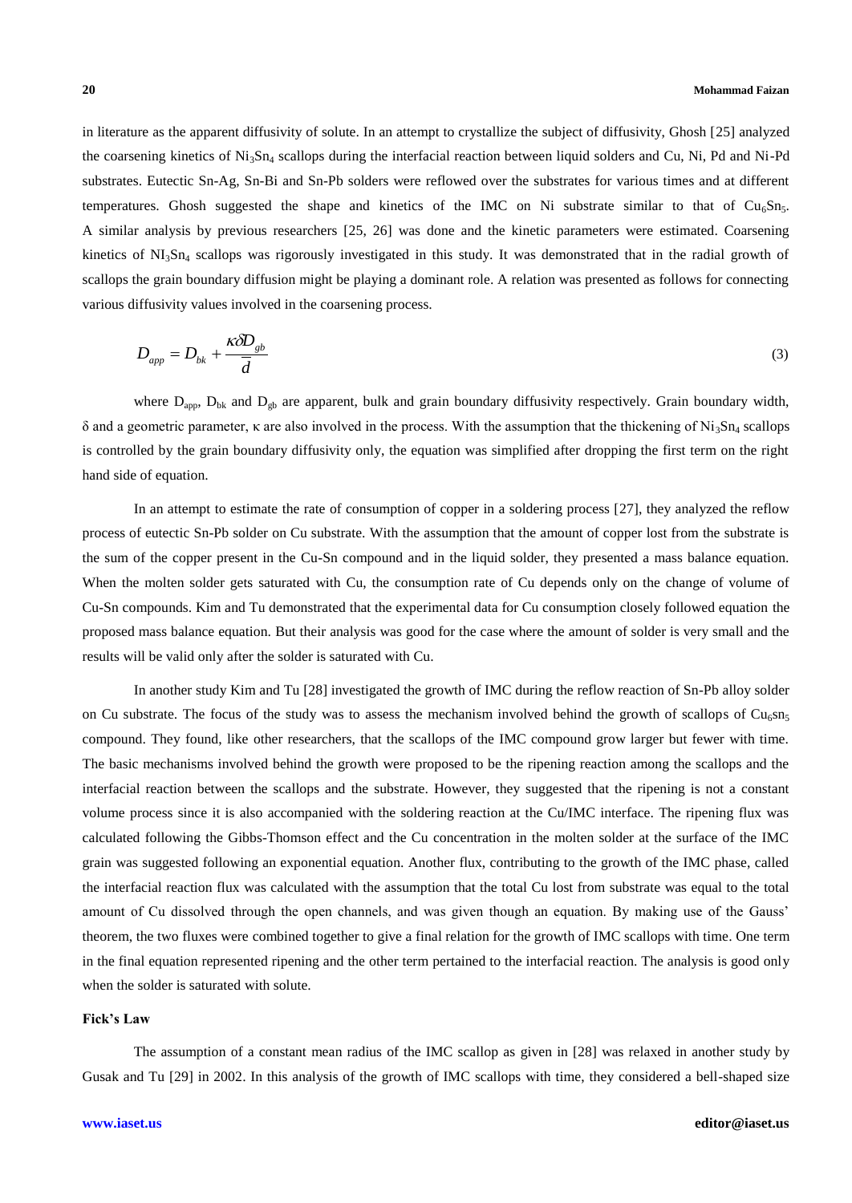in literature as the apparent diffusivity of solute. In an attempt to crystallize the subject of diffusivity, Ghosh [25] analyzed the coarsening kinetics of $Ni_3Sn_4$ scallops during the interfacial reaction between liquid solders and Cu, Ni, Pd and Ni-Pd substrates. Eutectic Sn-Ag, Sn-Bi and Sn-Pb solders were reflowed over the substrates for various times and at different temperatures. Ghosh suggested the shape and kinetics of the IMC on Ni substrate similar to that of $Cu_6Sn_5$. A similar analysis by previous researchers [25, 26] was done and the kinetic parameters were estimated. Coarsening kinetics of $NI_3Sn_4$ scallops was rigorously investigated in this study. It was demonstrated that in the radial growth of scallops the grain boundary diffusion might be playing a dominant role. A relation was presented as follows for connecting various diffusivity values involved in the coarsening process.

$$D_{app} = D_{bk} + \frac{\kappa \delta D_{gb}}{\bar{d}} \tag{3}$$

where $D_{app}$, $D_{bk}$ and $D_{gb}$ are apparent, bulk and grain boundary diffusivity respectively. Grain boundary width, $\delta$ and a geometric parameter, $\kappa$ are also involved in the process. With the assumption that the thickening of $Ni_3Sn_4$ scallops is controlled by the grain boundary diffusivity only, the equation was simplified after dropping the first term on the right hand side of equation.

In an attempt to estimate the rate of consumption of copper in a soldering process [27], they analyzed the reflow process of eutectic Sn-Pb solder on Cu substrate. With the assumption that the amount of copper lost from the substrate is the sum of the copper present in the Cu-Sn compound and in the liquid solder, they presented a mass balance equation. When the molten solder gets saturated with Cu, the consumption rate of Cu depends only on the change of volume of Cu-Sn compounds. Kim and Tu demonstrated that the experimental data for Cu consumption closely followed equation the proposed mass balance equation. But their analysis was good for the case where the amount of solder is very small and the results will be valid only after the solder is saturated with Cu.

In another study Kim and Tu [28] investigated the growth of IMC during the reflow reaction of Sn-Pb alloy solder on Cu substrate. The focus of the study was to assess the mechanism involved behind the growth of scallops of $Cu_6sn_5$ compound. They found, like other researchers, that the scallops of the IMC compound grow larger but fewer with time. The basic mechanisms involved behind the growth were proposed to be the ripening reaction among the scallops and the interfacial reaction between the scallops and the substrate. However, they suggested that the ripening is not a constant volume process since it is also accompanied with the soldering reaction at the Cu/IMC interface. The ripening flux was calculated following the Gibbs-Thomson effect and the Cu concentration in the molten solder at the surface of the IMC grain was suggested following an exponential equation. Another flux, contributing to the growth of the IMC phase, called the interfacial reaction flux was calculated with the assumption that the total Cu lost from substrate was equal to the total amount of Cu dissolved through the open channels, and was given though an equation. By making use of the Gauss' theorem, the two fluxes were combined together to give a final relation for the growth of IMC scallops with time. One term in the final equation represented ripening and the other term pertained to the interfacial reaction. The analysis is good only when the solder is saturated with solute.

**Fick's Law**

The assumption of a constant mean radius of the IMC scallop as given in [28] was relaxed in another study by Gusak and Tu [29] in 2002. In this analysis of the growth of IMC scallops with time, they considered a bell-shaped size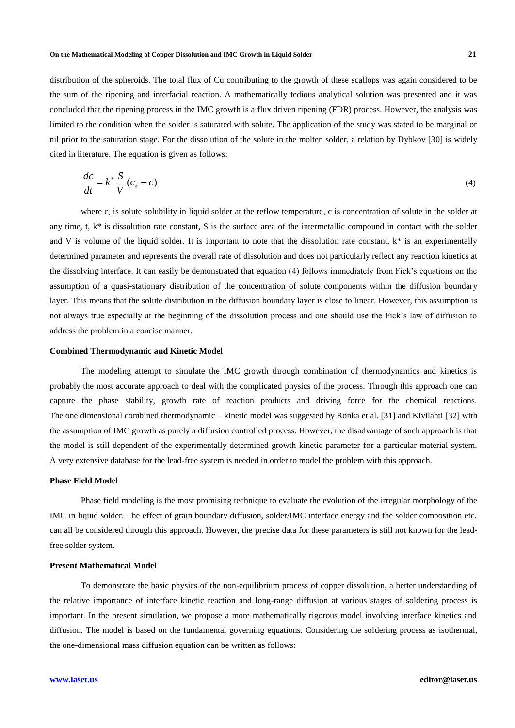distribution of the spheroids. The total flux of Cu contributing to the growth of these scallops was again considered to be the sum of the ripening and interfacial reaction. A mathematically tedious analytical solution was presented and it was concluded that the ripening process in the IMC growth is a flux driven ripening (FDR) process. However, the analysis was limited to the condition when the solder is saturated with solute. The application of the study was stated to be marginal or nil prior to the saturation stage. For the dissolution of the solute in the molten solder, a relation by Dybkov [30] is widely cited in literature. The equation is given as follows:

$$\frac{dc}{dt} = k^* \frac{S}{V}(c_s - c) \tag{4}$$

where $c_s$ is solute solubility in liquid solder at the reflow temperature, c is concentration of solute in the solder at any time, t, $k^*$ is dissolution rate constant, S is the surface area of the intermetallic compound in contact with the solder and V is volume of the liquid solder. It is important to note that the dissolution rate constant, $k^*$ is an experimentally determined parameter and represents the overall rate of dissolution and does not particularly reflect any reaction kinetics at the dissolving interface. It can easily be demonstrated that equation (4) follows immediately from Fick's equations on the assumption of a quasi-stationary distribution of the concentration of solute components within the diffusion boundary layer. This means that the solute distribution in the diffusion boundary layer is close to linear. However, this assumption is not always true especially at the beginning of the dissolution process and one should use the Fick's law of diffusion to address the problem in a concise manner.

### Combined Thermodynamic and Kinetic Model

The modeling attempt to simulate the IMC growth through combination of thermodynamics and kinetics is probably the most accurate approach to deal with the complicated physics of the process. Through this approach one can capture the phase stability, growth rate of reaction products and driving force for the chemical reactions. The one dimensional combined thermodynamic – kinetic model was suggested by Ronka et al. [31] and Kivilahti [32] with the assumption of IMC growth as purely a diffusion controlled process. However, the disadvantage of such approach is that the model is still dependent of the experimentally determined growth kinetic parameter for a particular material system. A very extensive database for the lead-free system is needed in order to model the problem with this approach.

### Phase Field Model

Phase field modeling is the most promising technique to evaluate the evolution of the irregular morphology of the IMC in liquid solder. The effect of grain boundary diffusion, solder/IMC interface energy and the solder composition etc. can all be considered through this approach. However, the precise data for these parameters is still not known for the lead-free solder system.

### Present Mathematical Model

To demonstrate the basic physics of the non-equilibrium process of copper dissolution, a better understanding of the relative importance of interface kinetic reaction and long-range diffusion at various stages of soldering process is important. In the present simulation, we propose a more mathematically rigorous model involving interface kinetics and diffusion. The model is based on the fundamental governing equations. Considering the soldering process as isothermal, the one-dimensional mass diffusion equation can be written as follows: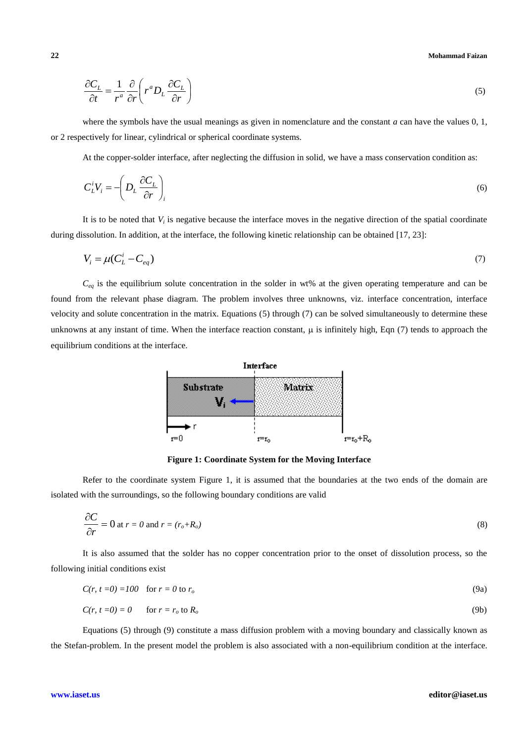$$\frac{\partial C_L}{\partial t} = \frac{1}{r^a}\frac{\partial}{\partial r}\left(r^a D_L \frac{\partial C_L}{\partial r}\right) \tag{5}$$

where the symbols have the usual meanings as given in nomenclature and the constant $a$ can have the values 0, 1, or 2 respectively for linear, cylindrical or spherical coordinate systems.

At the copper-solder interface, after neglecting the diffusion in solid, we have a mass conservation condition as:

$$C_L^i V_i = -\left(D_L \frac{\partial C_L}{\partial r}\right)_i \tag{6}$$

It is to be noted that $V_i$ is negative because the interface moves in the negative direction of the spatial coordinate during dissolution. In addition, at the interface, the following kinetic relationship can be obtained [17, 23]:

$$V_i = \mu(C_L^i - C_{eq}) \tag{7}$$

$C_{eq}$ is the equilibrium solute concentration in the solder in wt% at the given operating temperature and can be found from the relevant phase diagram. The problem involves three unknowns, viz. interface concentration, interface velocity and solute concentration in the matrix. Equations (5) through (7) can be solved simultaneously to determine these unknowns at any instant of time. When the interface reaction constant, $\mu$ is infinitely high, Eqn (7) tends to approach the equilibrium conditions at the interface.

**Figure 1: Coordinate System for the Moving Interface**

Refer to the coordinate system Figure 1, it is assumed that the boundaries at the two ends of the domain are isolated with the surroundings, so the following boundary conditions are valid

$$\frac{\partial C}{\partial r} = 0 \text{ at } r = 0 \text{ and } r = (r_o + R_o) \tag{8}$$

It is also assumed that the solder has no copper concentration prior to the onset of dissolution process, so the following initial conditions exist

$$C(r, t=0) = 100 \quad \text{for } r = 0 \text{ to } r_o \tag{9a}$$

$$C(r, t=0) = 0 \quad \text{for } r = r_o \text{ to } R_o \tag{9b}$$

Equations (5) through (9) constitute a mass diffusion problem with a moving boundary and classically known as the Stefan-problem. In the present model the problem is also associated with a non-equilibrium condition at the interface.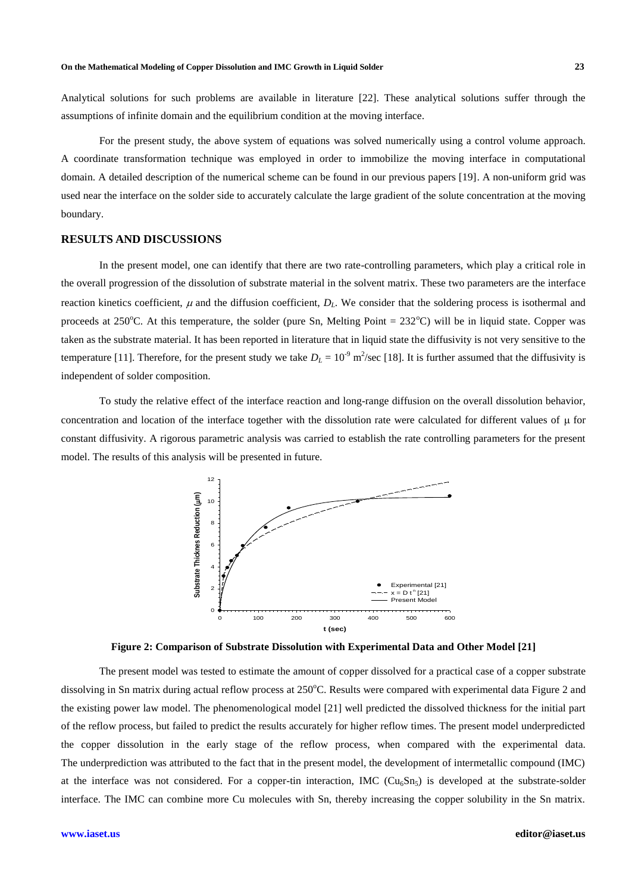Analytical solutions for such problems are available in literature [22]. These analytical solutions suffer through the assumptions of infinite domain and the equilibrium condition at the moving interface.

For the present study, the above system of equations was solved numerically using a control volume approach. A coordinate transformation technique was employed in order to immobilize the moving interface in computational domain. A detailed description of the numerical scheme can be found in our previous papers [19]. A non-uniform grid was used near the interface on the solder side to accurately calculate the large gradient of the solute concentration at the moving boundary.

## RESULTS AND DISCUSSIONS

In the present model, one can identify that there are two rate-controlling parameters, which play a critical role in the overall progression of the dissolution of substrate material in the solvent matrix. These two parameters are the interface reaction kinetics coefficient, $\mu$ and the diffusion coefficient, $D_L$. We consider that the soldering process is isothermal and proceeds at 250°C. At this temperature, the solder (pure Sn, Melting Point = 232°C) will be in liquid state. Copper was taken as the substrate material. It has been reported in literature that in liquid state the diffusivity is not very sensitive to the temperature [11]. Therefore, for the present study we take $D_L = 10^{-9}$ m$^2$/sec [18]. It is further assumed that the diffusivity is independent of solder composition.

To study the relative effect of the interface reaction and long-range diffusion on the overall dissolution behavior, concentration and location of the interface together with the dissolution rate were calculated for different values of $\mu$ for constant diffusivity. A rigorous parametric analysis was carried to establish the rate controlling parameters for the present model. The results of this analysis will be presented in future.

**Figure 2: Comparison of Substrate Dissolution with Experimental Data and Other Model [21]**

The present model was tested to estimate the amount of copper dissolved for a practical case of a copper substrate dissolving in Sn matrix during actual reflow process at 250°C. Results were compared with experimental data Figure 2 and the existing power law model. The phenomenological model [21] well predicted the dissolved thickness for the initial part of the reflow process, but failed to predict the results accurately for higher reflow times. The present model underpredicted the copper dissolution in the early stage of the reflow process, when compared with the experimental data. The underprediction was attributed to the fact that in the present model, the development of intermetallic compound (IMC) at the interface was not considered. For a copper-tin interaction, IMC ($Cu_6Sn_5$) is developed at the substrate-solder interface. The IMC can combine more Cu molecules with Sn, thereby increasing the copper solubility in the Sn matrix.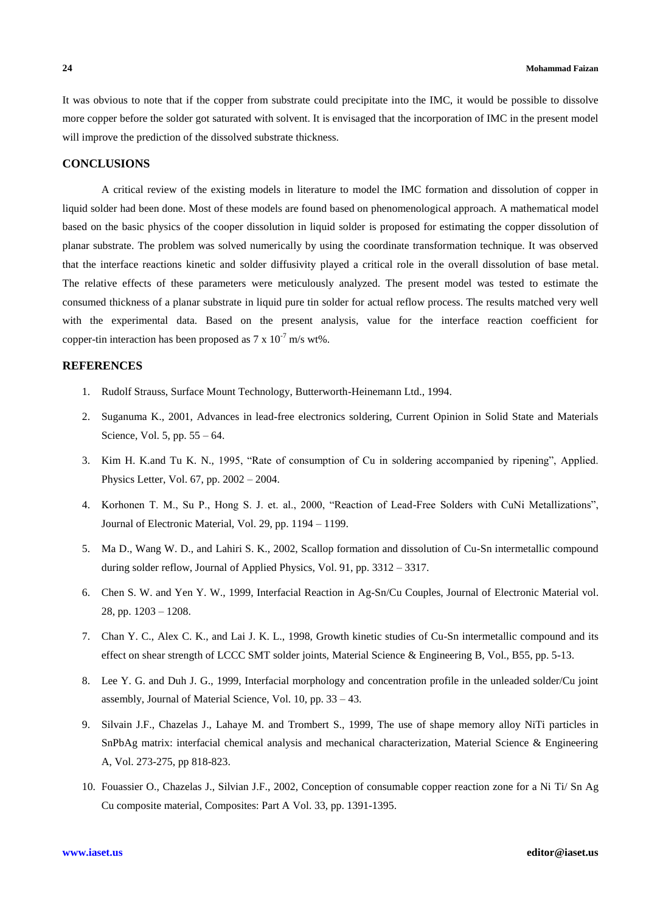It was obvious to note that if the copper from substrate could precipitate into the IMC, it would be possible to dissolve more copper before the solder got saturated with solvent. It is envisaged that the incorporation of IMC in the present model will improve the prediction of the dissolved substrate thickness.

## CONCLUSIONS

A critical review of the existing models in literature to model the IMC formation and dissolution of copper in liquid solder had been done. Most of these models are found based on phenomenological approach. A mathematical model based on the basic physics of the cooper dissolution in liquid solder is proposed for estimating the copper dissolution of planar substrate. The problem was solved numerically by using the coordinate transformation technique. It was observed that the interface reactions kinetic and solder diffusivity played a critical role in the overall dissolution of base metal. The relative effects of these parameters were meticulously analyzed. The present model was tested to estimate the consumed thickness of a planar substrate in liquid pure tin solder for actual reflow process. The results matched very well with the experimental data. Based on the present analysis, value for the interface reaction coefficient for copper-tin interaction has been proposed as $7 \times 10^{-7}$ m/s wt%.

## REFERENCES

1. Rudolf Strauss, Surface Mount Technology, Butterworth-Heinemann Ltd., 1994.
2. Suganuma K., 2001, Advances in lead-free electronics soldering, Current Opinion in Solid State and Materials Science, Vol. 5, pp. 55 – 64.
3. Kim H. K.and Tu K. N., 1995, "Rate of consumption of Cu in soldering accompanied by ripening", Applied. Physics Letter, Vol. 67, pp. 2002 – 2004.
4. Korhonen T. M., Su P., Hong S. J. et. al., 2000, "Reaction of Lead-Free Solders with CuNi Metallizations", Journal of Electronic Material, Vol. 29, pp. 1194 – 1199.
5. Ma D., Wang W. D., and Lahiri S. K., 2002, Scallop formation and dissolution of Cu-Sn intermetallic compound during solder reflow, Journal of Applied Physics, Vol. 91, pp. 3312 – 3317.
6. Chen S. W. and Yen Y. W., 1999, Interfacial Reaction in Ag-Sn/Cu Couples, Journal of Electronic Material vol. 28, pp. 1203 – 1208.
7. Chan Y. C., Alex C. K., and Lai J. K. L., 1998, Growth kinetic studies of Cu-Sn intermetallic compound and its effect on shear strength of LCCC SMT solder joints, Material Science & Engineering B, Vol., B55, pp. 5-13.
8. Lee Y. G. and Duh J. G., 1999, Interfacial morphology and concentration profile in the unleaded solder/Cu joint assembly, Journal of Material Science, Vol. 10, pp. 33 – 43.
9. Silvain J.F., Chazelas J., Lahaye M. and Trombert S., 1999, The use of shape memory alloy NiTi particles in SnPbAg matrix: interfacial chemical analysis and mechanical characterization, Material Science & Engineering A, Vol. 273-275, pp 818-823.
10. Fouassier O., Chazelas J., Silvian J.F., 2002, Conception of consumable copper reaction zone for a Ni Ti/ Sn Ag Cu composite material, Composites: Part A Vol. 33, pp. 1391-1395.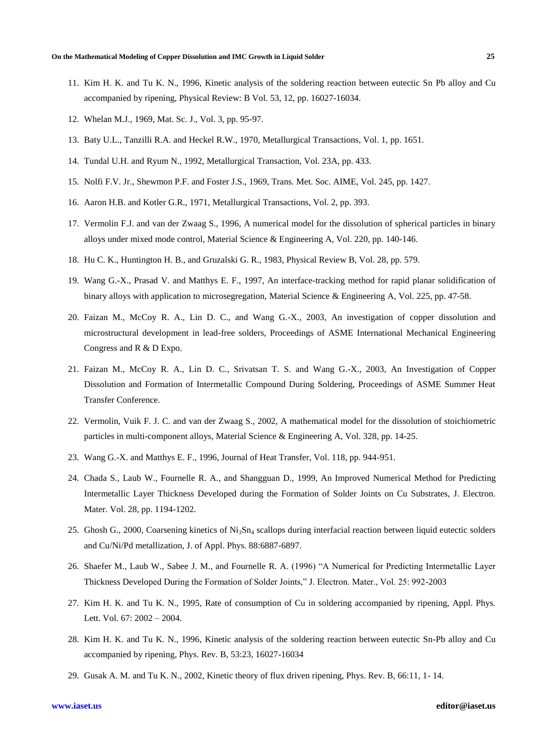11. Kim H. K. and Tu K. N., 1996, Kinetic analysis of the soldering reaction between eutectic Sn Pb alloy and Cu accompanied by ripening, Physical Review: B Vol. 53, 12, pp. 16027-16034.
12. Whelan M.J., 1969, Mat. Sc. J., Vol. 3, pp. 95-97.
13. Baty U.L., Tanzilli R.A. and Heckel R.W., 1970, Metallurgical Transactions, Vol. 1, pp. 1651.
14. Tundal U.H. and Ryum N., 1992, Metallurgical Transaction, Vol. 23A, pp. 433.
15. Nolfi F.V. Jr., Shewmon P.F. and Foster J.S., 1969, Trans. Met. Soc. AIME, Vol. 245, pp. 1427.
16. Aaron H.B. and Kotler G.R., 1971, Metallurgical Transactions, Vol. 2, pp. 393.
17. Vermolin F.J. and van der Zwaag S., 1996, A numerical model for the dissolution of spherical particles in binary alloys under mixed mode control, Material Science & Engineering A, Vol. 220, pp. 140-146.
18. Hu C. K., Huntington H. B., and Gruzalski G. R., 1983, Physical Review B, Vol. 28, pp. 579.
19. Wang G.-X., Prasad V. and Matthys E. F., 1997, An interface-tracking method for rapid planar solidification of binary alloys with application to microsegregation, Material Science & Engineering A, Vol. 225, pp. 47-58.
20. Faizan M., McCoy R. A., Lin D. C., and Wang G.-X., 2003, An investigation of copper dissolution and microstructural development in lead-free solders, Proceedings of ASME International Mechanical Engineering Congress and R & D Expo.
21. Faizan M., McCoy R. A., Lin D. C., Srivatsan T. S. and Wang G.-X., 2003, An Investigation of Copper Dissolution and Formation of Intermetallic Compound During Soldering, Proceedings of ASME Summer Heat Transfer Conference.
22. Vermolin, Vuik F. J. C. and van der Zwaag S., 2002, A mathematical model for the dissolution of stoichiometric particles in multi-component alloys, Material Science & Engineering A, Vol. 328, pp. 14-25.
23. Wang G.-X. and Matthys E. F., 1996, Journal of Heat Transfer, Vol. 118, pp. 944-951.
24. Chada S., Laub W., Fournelle R. A., and Shangguan D., 1999, An Improved Numerical Method for Predicting Intermetallic Layer Thickness Developed during the Formation of Solder Joints on Cu Substrates, J. Electron. Mater. Vol. 28, pp. 1194-1202.
25. Ghosh G., 2000, Coarsening kinetics of $Ni_3Sn_4$ scallops during interfacial reaction between liquid eutectic solders and Cu/Ni/Pd metallization, J. of Appl. Phys. 88:6887-6897.
26. Shaefer M., Laub W., Sabee J. M., and Fournelle R. A. (1996) "A Numerical for Predicting Intermetallic Layer Thickness Developed During the Formation of Solder Joints," J. Electron. Mater., Vol. 25: 992-2003
27. Kim H. K. and Tu K. N., 1995, Rate of consumption of Cu in soldering accompanied by ripening, Appl. Phys. Lett. Vol. 67: 2002 – 2004.
28. Kim H. K. and Tu K. N., 1996, Kinetic analysis of the soldering reaction between eutectic Sn-Pb alloy and Cu accompanied by ripening, Phys. Rev. B, 53:23, 16027-16034
29. Gusak A. M. and Tu K. N., 2002, Kinetic theory of flux driven ripening, Phys. Rev. B, 66:11, 1- 14.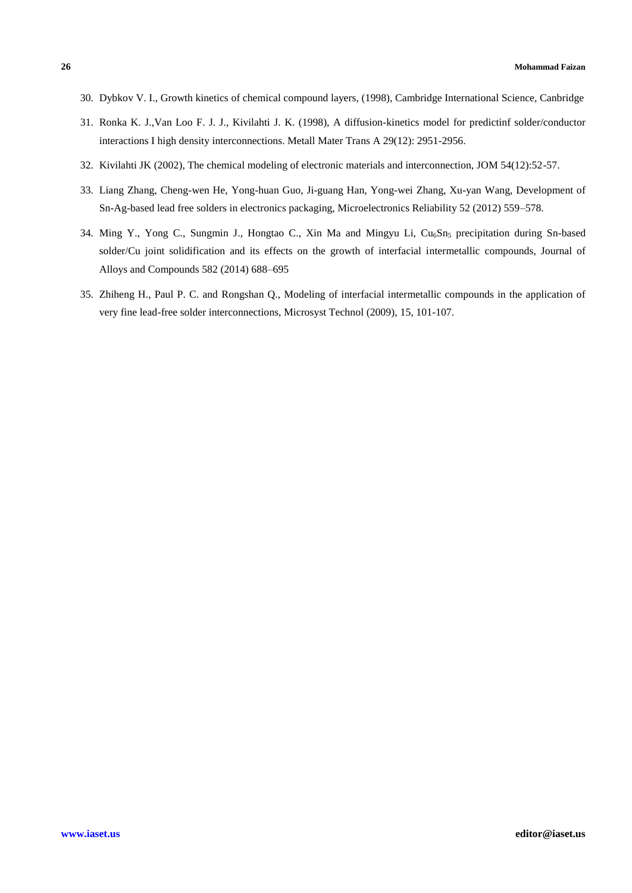30. Dybkov V. I., Growth kinetics of chemical compound layers, (1998), Cambridge International Science, Canbridge

31. Ronka K. J.,Van Loo F. J. J., Kivilahti J. K. (1998), A diffusion-kinetics model for predictinf solder/conductor interactions I high density interconnections. Metall Mater Trans A 29(12): 2951-2956.

32. Kivilahti JK (2002), The chemical modeling of electronic materials and interconnection, JOM 54(12):52-57.

33. Liang Zhang, Cheng-wen He, Yong-huan Guo, Ji-guang Han, Yong-wei Zhang, Xu-yan Wang, Development of Sn-Ag-based lead free solders in electronics packaging, Microelectronics Reliability 52 (2012) 559–578.

34. Ming Y., Yong C., Sungmin J., Hongtao C., Xin Ma and Mingyu Li, $Cu_6Sn_5$ precipitation during Sn-based solder/Cu joint solidification and its effects on the growth of interfacial intermetallic compounds, Journal of Alloys and Compounds 582 (2014) 688–695

35. Zhiheng H., Paul P. C. and Rongshan Q., Modeling of interfacial intermetallic compounds in the application of very fine lead-free solder interconnections, Microsyst Technol (2009), 15, 101-107.